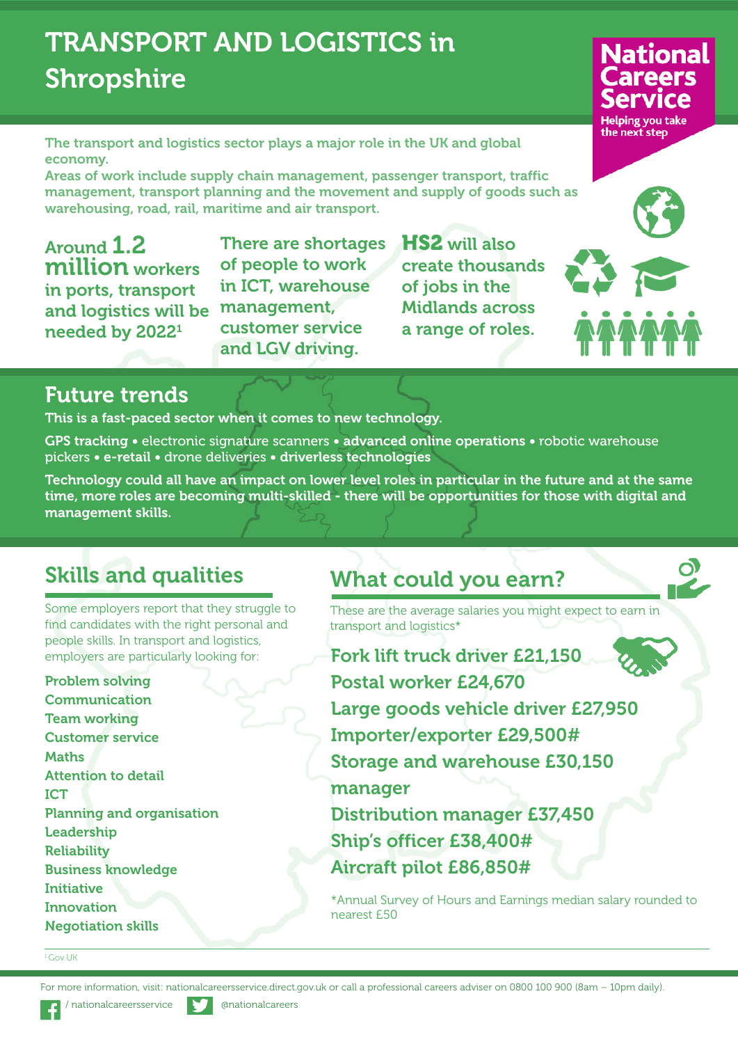# TRANSPORT AND LOGISTICS in Shropshire

**National Careers Service**
Helping you take the next step

The transport and logistics sector plays a major role in the UK and global economy.
Areas of work include supply chain management, passenger transport, traffic management, transport planning and the movement and supply of goods such as warehousing, road, rail, maritime and air transport.

Around **1.2 million** workers in ports, transport and logistics will be needed by 2022[1]

There are shortages of people to work in ICT, warehouse management, customer service and LGV driving.

**HS2** will also create thousands of jobs in the Midlands across a range of roles.

## Future trends

**This is a fast-paced sector when it comes to new technology.**

**GPS tracking** • electronic signature scanners • **advanced online operations** • robotic warehouse pickers • **e-retail** • drone deliveries • **driverless technologies**

**Technology could all have an impact on lower level roles in particular in the future and at the same time, more roles are becoming multi-skilled - there will be opportunities for those with digital and management skills.**

## Skills and qualities

Some employers report that they struggle to find candidates with the right personal and people skills. In transport and logistics, employers are particularly looking for:

- Problem solving
- Communication
- Team working
- Customer service
- Maths
- Attention to detail
- ICT
- Planning and organisation
- Leadership
- Reliability
- Business knowledge
- Initiative
- Innovation
- Negotiation skills

## What could you earn?

These are the average salaries you might expect to earn in transport and logistics*

- Fork lift truck driver £21,150
- Postal worker £24,670
- Large goods vehicle driver £27,950
- Importer/exporter £29,500#
- Storage and warehouse manager £30,150
- Distribution manager £37,450
- Ship's officer £38,400#
- Aircraft pilot £86,850#

*Annual Survey of Hours and Earnings median salary rounded to nearest £50

[1] Gov.UK

For more information, visit: nationalcareersservice.direct.gov.uk or call a professional careers adviser on 0800 100 900 (8am – 10pm daily).

/ nationalcareersservice @nationalcareers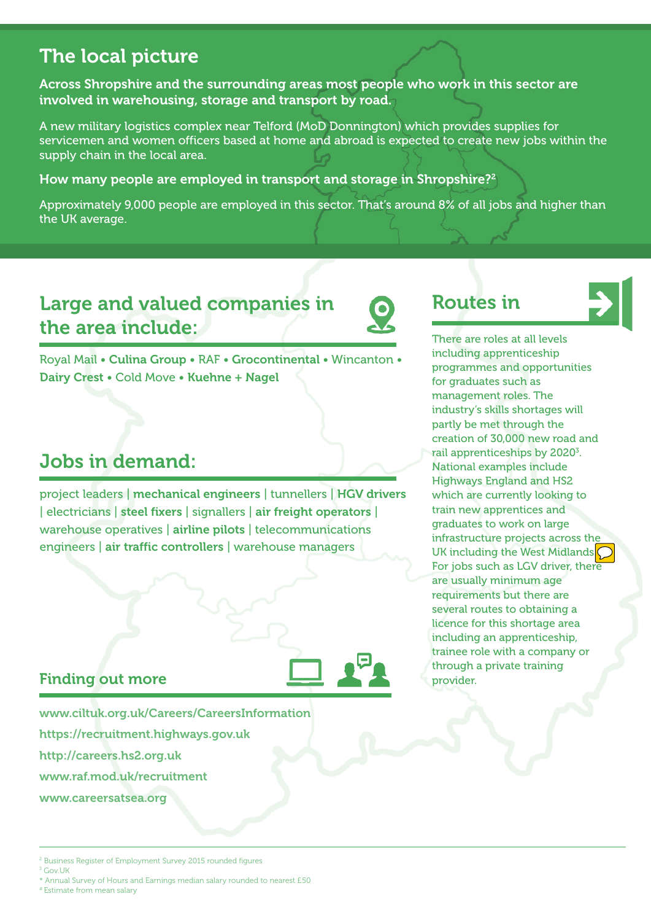## The local picture

**Across Shropshire and the surrounding areas most people who work in this sector are involved in warehousing, storage and transport by road.**

A new military logistics complex near Telford (MoD Donnington) which provides supplies for servicemen and women officers based at home and abroad is expected to create new jobs within the supply chain in the local area.

**How many people are employed in transport and storage in Shropshire?[2]**

Approximately 9,000 people are employed in this sector. That's around 8% of all jobs and higher than the UK average.

## Large and valued companies in the area include:

Royal Mail • **Culina Group** • RAF • **Grocontinental** • Wincanton • **Dairy Crest** • Cold Move • **Kuehne + Nagel**

## Jobs in demand:

project leaders | **mechanical engineers** | tunnellers | **HGV drivers** | electricians | **steel fixers** | signallers | **air freight operators** | warehouse operatives | **airline pilots** | telecommunications engineers | **air traffic controllers** | warehouse managers

### Finding out more

www.ciltuk.org.uk/Careers/CareersInformation

https://recruitment.highways.gov.uk

http://careers.hs2.org.uk

www.raf.mod.uk/recruitment

www.careersatsea.org

## Routes in

There are roles at all levels including apprenticeship programmes and opportunities for graduates such as management roles. The industry's skills shortages will partly be met through the creation of 30,000 new road and rail apprenticeships by 2020[3]. National examples include Highways England and HS2 which are currently looking to train new apprentices and graduates to work on large infrastructure projects across the UK including the West Midlands. For jobs such as LGV driver, there are usually minimum age requirements but there are several routes to obtaining a licence for this shortage area including an apprenticeship, trainee role with a company or through a private training provider.

---

[2] Business Register of Employment Survey 2015 rounded figures
[3] Gov.UK
* Annual Survey of Hours and Earnings median salary rounded to nearest £50
# Estimate from mean salary